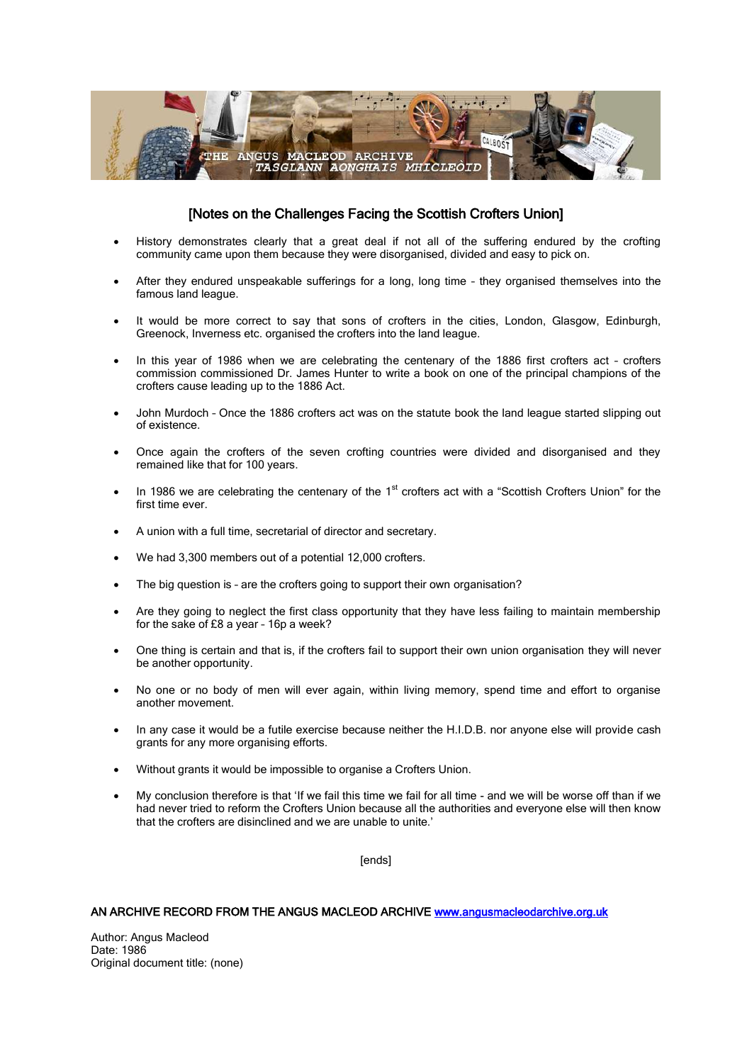## [Notes on the Challenges Facing the Scottish Crofters Union]

- History demonstrates clearly that a great deal if not all of the suffering endured by the crofting community came upon them because they were disorganised, divided and easy to pick on.
- After they endured unspeakable sufferings for a long, long time – they organised themselves into the famous land league.
- It would be more correct to say that sons of crofters in the cities, London, Glasgow, Edinburgh, Greenock, Inverness etc. organised the crofters into the land league.
- In this year of 1986 when we are celebrating the centenary of the 1886 first crofters act – crofters commission commissioned Dr. James Hunter to write a book on one of the principal champions of the crofters cause leading up to the 1886 Act.
- John Murdoch – Once the 1886 crofters act was on the statute book the land league started slipping out of existence.
- Once again the crofters of the seven crofting countries were divided and disorganised and they remained like that for 100 years.
- In 1986 we are celebrating the centenary of the 1st crofters act with a "Scottish Crofters Union" for the first time ever.
- A union with a full time, secretarial of director and secretary.
- We had 3,300 members out of a potential 12,000 crofters.
- The big question is – are the crofters going to support their own organisation?
- Are they going to neglect the first class opportunity that they have less failing to maintain membership for the sake of £8 a year – 16p a week?
- One thing is certain and that is, if the crofters fail to support their own union organisation they will never be another opportunity.
- No one or no body of men will ever again, within living memory, spend time and effort to organise another movement.
- In any case it would be a futile exercise because neither the H.I.D.B. nor anyone else will provide cash grants for any more organising efforts.
- Without grants it would be impossible to organise a Crofters Union.
- My conclusion therefore is that 'If we fail this time we fail for all time - and we will be worse off than if we had never tried to reform the Crofters Union because all the authorities and everyone else will then know that the crofters are disinclined and we are unable to unite.'

[ends]

AN ARCHIVE RECORD FROM THE ANGUS MACLEOD ARCHIVE www.angusmacleodarchive.org.uk

Author: Angus Macleod
Date: 1986
Original document title: (none)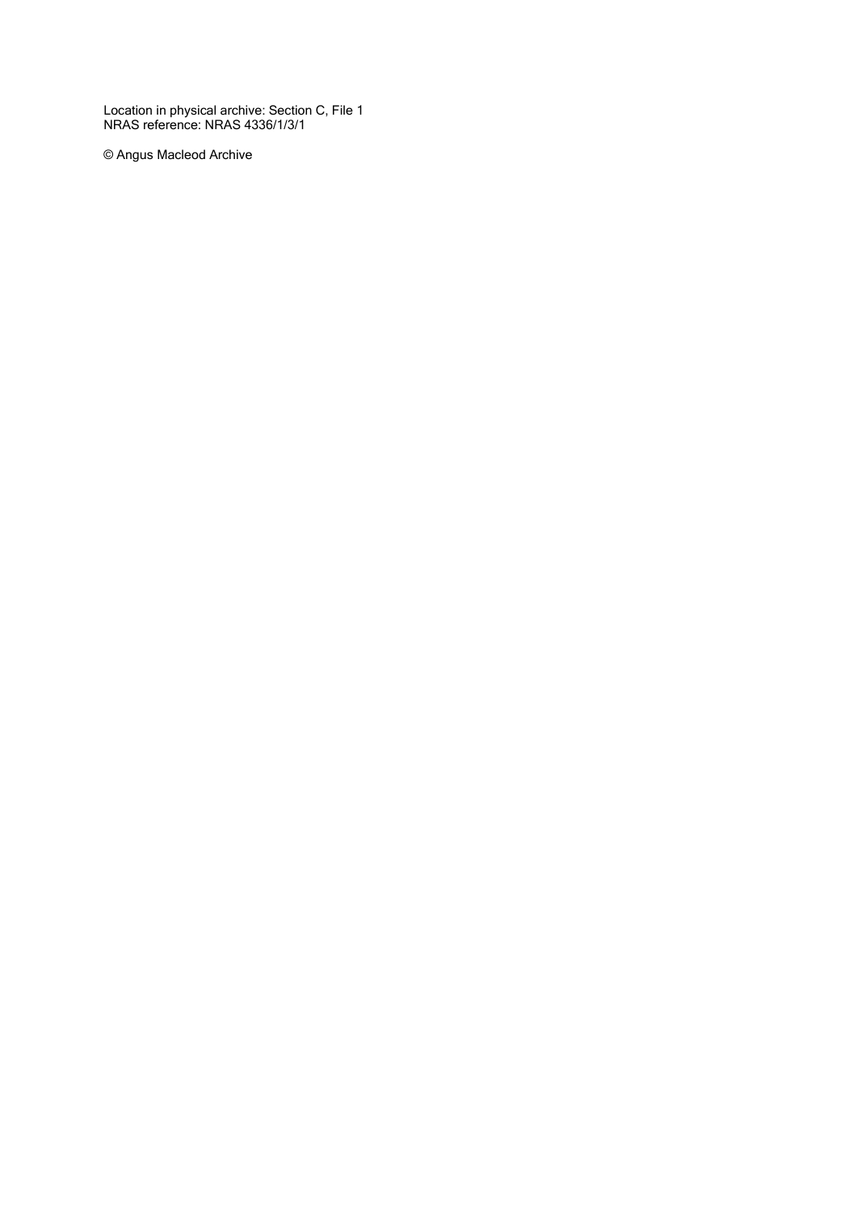Location in physical archive: Section C, File 1
NRAS reference: NRAS 4336/1/3/1

© Angus Macleod Archive